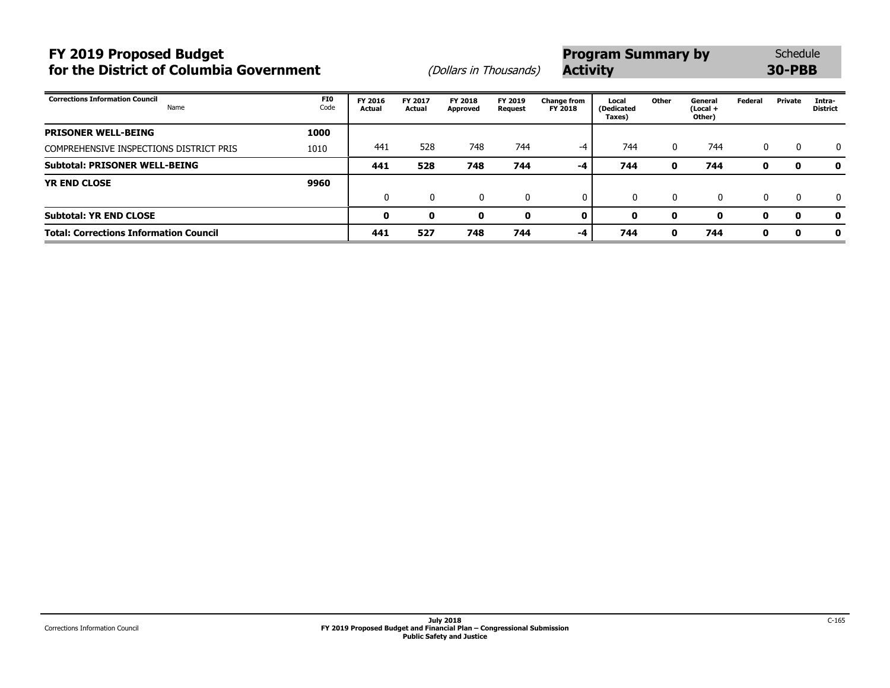# FY 2019 Proposed Budget for the District of Columbia Government

*(Dollars in Thousands)*

**Program Summary by Activity** — Schedule **30-PBB**

| Corrections Information Council Name | FI0 Code | FY 2016 Actual | FY 2017 Actual | FY 2018 Approved | FY 2019 Request | Change from FY 2018 | Local (Dedicated Taxes) | Other | General (Local + Other) | Federal | Private | Intra-District |
|---|---|---|---|---|---|---|---|---|---|---|---|---|
| **PRISONER WELL-BEING** | **1000** | | | | | | | | | | | |
| COMPREHENSIVE INSPECTIONS DISTRICT PRIS | 1010 | 441 | 528 | 748 | 744 | -4 | 744 | 0 | 744 | 0 | 0 | 0 |
| **Subtotal: PRISONER WELL-BEING** | | **441** | **528** | **748** | **744** | **-4** | **744** | **0** | **744** | **0** | **0** | **0** |
| **YR END CLOSE** | **9960** | | | | | | | | | | | |
| | | 0 | 0 | 0 | 0 | 0 | 0 | 0 | 0 | 0 | 0 | 0 |
| **Subtotal: YR END CLOSE** | | **0** | **0** | **0** | **0** | **0** | **0** | **0** | **0** | **0** | **0** | **0** |
| **Total: Corrections Information Council** | | **441** | **527** | **748** | **744** | **-4** | **744** | **0** | **744** | **0** | **0** | **0** |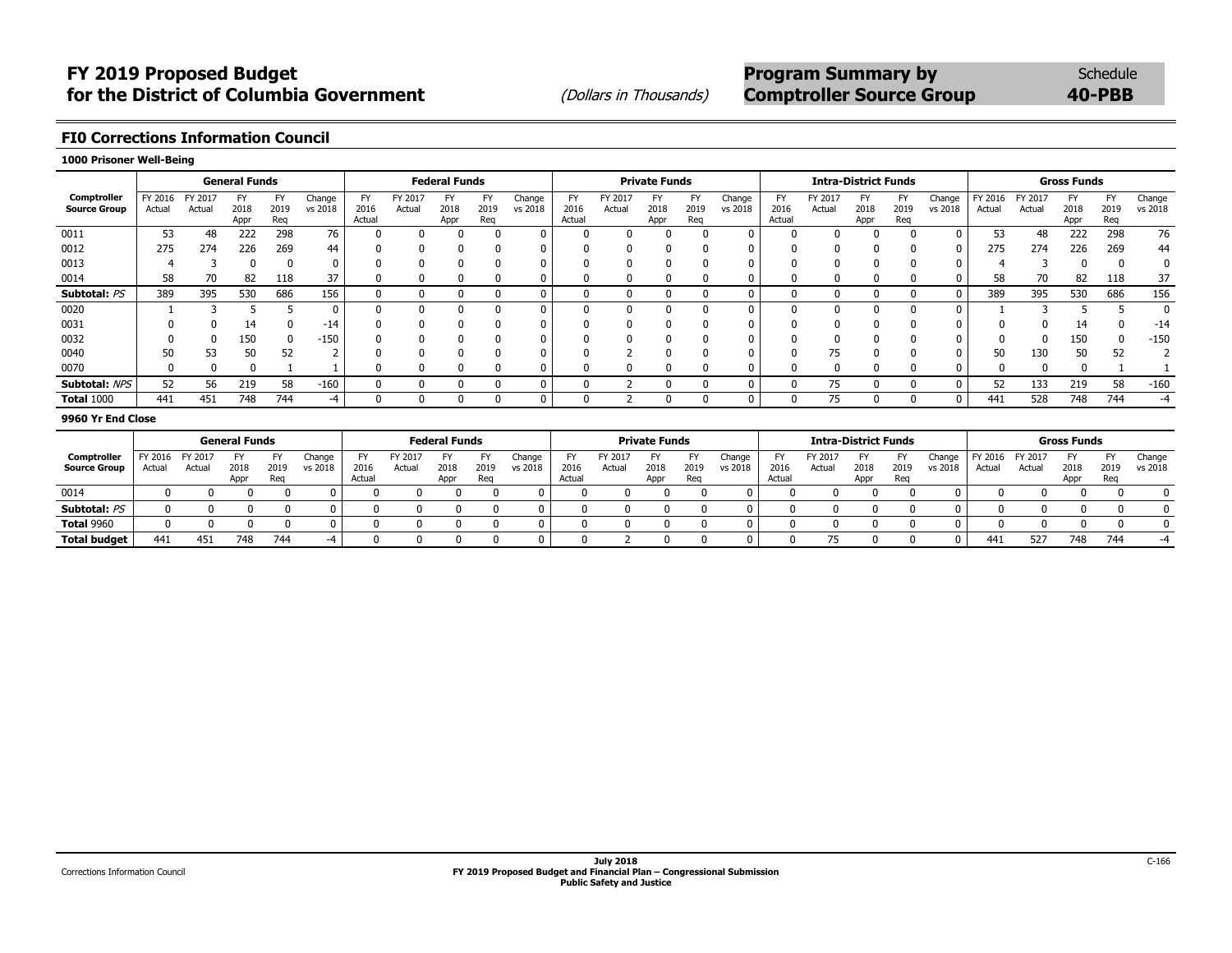# FY 2019 Proposed Budget for the District of Columbia Government

(Dollars in Thousands)

**Program Summary by Comptroller Source Group** — Schedule **40-PBB**

## FI0 Corrections Information Council

### 1000 Prisoner Well-Being

| Comptroller Source Group | General Funds | | | | | Federal Funds | | | | | Private Funds | | | | | Intra-District Funds | | | | | Gross Funds | | | | |
|---|---|---|---|---|---|---|---|---|---|---|---|---|---|---|---|---|---|---|---|---|---|---|---|---|---|
| | FY 2016 Actual | FY 2017 Actual | FY 2018 Appr | FY 2019 Req | Change vs 2018 | FY 2016 Actual | FY 2017 Actual | FY 2018 Appr | FY 2019 Req | Change vs 2018 | FY 2016 Actual | FY 2017 Actual | FY 2018 Appr | FY 2019 Req | Change vs 2018 | FY 2016 Actual | FY 2017 Actual | FY 2018 Appr | FY 2019 Req | Change vs 2018 | FY 2016 Actual | FY 2017 Actual | FY 2018 Appr | FY 2019 Req | Change vs 2018 |
| 0011 | 53 | 48 | 222 | 298 | 76 | 0 | 0 | 0 | 0 | 0 | 0 | 0 | 0 | 0 | 0 | 0 | 0 | 0 | 0 | 0 | 53 | 48 | 222 | 298 | 76 |
| 0012 | 275 | 274 | 226 | 269 | 44 | 0 | 0 | 0 | 0 | 0 | 0 | 0 | 0 | 0 | 0 | 0 | 0 | 0 | 0 | 0 | 275 | 274 | 226 | 269 | 44 |
| 0013 | 4 | 3 | 0 | 0 | 0 | 0 | 0 | 0 | 0 | 0 | 0 | 0 | 0 | 0 | 0 | 0 | 0 | 0 | 0 | 0 | 4 | 3 | 0 | 0 | 0 |
| 0014 | 58 | 70 | 82 | 118 | 37 | 0 | 0 | 0 | 0 | 0 | 0 | 0 | 0 | 0 | 0 | 0 | 0 | 0 | 0 | 0 | 58 | 70 | 82 | 118 | 37 |
| **Subtotal:** *PS* | 389 | 395 | 530 | 686 | 156 | 0 | 0 | 0 | 0 | 0 | 0 | 0 | 0 | 0 | 0 | 0 | 0 | 0 | 0 | 0 | 389 | 395 | 530 | 686 | 156 |
| 0020 | 1 | 3 | 5 | 5 | 0 | 0 | 0 | 0 | 0 | 0 | 0 | 0 | 0 | 0 | 0 | 0 | 0 | 0 | 0 | 0 | 1 | 3 | 5 | 5 | 0 |
| 0031 | 0 | 0 | 14 | 0 | -14 | 0 | 0 | 0 | 0 | 0 | 0 | 0 | 0 | 0 | 0 | 0 | 0 | 0 | 0 | 0 | 0 | 0 | 14 | 0 | -14 |
| 0032 | 0 | 0 | 150 | 0 | -150 | 0 | 0 | 0 | 0 | 0 | 0 | 0 | 0 | 0 | 0 | 0 | 0 | 0 | 0 | 0 | 0 | 0 | 150 | 0 | -150 |
| 0040 | 50 | 53 | 50 | 52 | 2 | 0 | 0 | 0 | 0 | 0 | 0 | 2 | 0 | 0 | 0 | 0 | 75 | 0 | 0 | 0 | 50 | 130 | 50 | 52 | 2 |
| 0070 | 0 | 0 | 0 | 1 | 1 | 0 | 0 | 0 | 0 | 0 | 0 | 0 | 0 | 0 | 0 | 0 | 0 | 0 | 0 | 0 | 0 | 0 | 0 | 1 | 1 |
| **Subtotal:** *NPS* | 52 | 56 | 219 | 58 | -160 | 0 | 0 | 0 | 0 | 0 | 0 | 2 | 0 | 0 | 0 | 0 | 75 | 0 | 0 | 0 | 52 | 133 | 219 | 58 | -160 |
| **Total** 1000 | 441 | 451 | 748 | 744 | -4 | 0 | 0 | 0 | 0 | 0 | 0 | 2 | 0 | 0 | 0 | 0 | 75 | 0 | 0 | 0 | 441 | 528 | 748 | 744 | -4 |

### 9960 Yr End Close

| Comptroller Source Group | General Funds | | | | | Federal Funds | | | | | Private Funds | | | | | Intra-District Funds | | | | | Gross Funds | | | | |
|---|---|---|---|---|---|---|---|---|---|---|---|---|---|---|---|---|---|---|---|---|---|---|---|---|---|
| | FY 2016 Actual | FY 2017 Actual | FY 2018 Appr | FY 2019 Req | Change vs 2018 | FY 2016 Actual | FY 2017 Actual | FY 2018 Appr | FY 2019 Req | Change vs 2018 | FY 2016 Actual | FY 2017 Actual | FY 2018 Appr | FY 2019 Req | Change vs 2018 | FY 2016 Actual | FY 2017 Actual | FY 2018 Appr | FY 2019 Req | Change vs 2018 | FY 2016 Actual | FY 2017 Actual | FY 2018 Appr | FY 2019 Req | Change vs 2018 |
| 0014 | 0 | 0 | 0 | 0 | 0 | 0 | 0 | 0 | 0 | 0 | 0 | 0 | 0 | 0 | 0 | 0 | 0 | 0 | 0 | 0 | 0 | 0 | 0 | 0 | 0 |
| **Subtotal:** *PS* | 0 | 0 | 0 | 0 | 0 | 0 | 0 | 0 | 0 | 0 | 0 | 0 | 0 | 0 | 0 | 0 | 0 | 0 | 0 | 0 | 0 | 0 | 0 | 0 | 0 |
| **Total** 9960 | 0 | 0 | 0 | 0 | 0 | 0 | 0 | 0 | 0 | 0 | 0 | 0 | 0 | 0 | 0 | 0 | 0 | 0 | 0 | 0 | 0 | 0 | 0 | 0 | 0 |
| **Total budget** | 441 | 451 | 748 | 744 | -4 | 0 | 0 | 0 | 0 | 0 | 0 | 2 | 0 | 0 | 0 | 0 | 75 | 0 | 0 | 0 | 441 | 527 | 748 | 744 | -4 |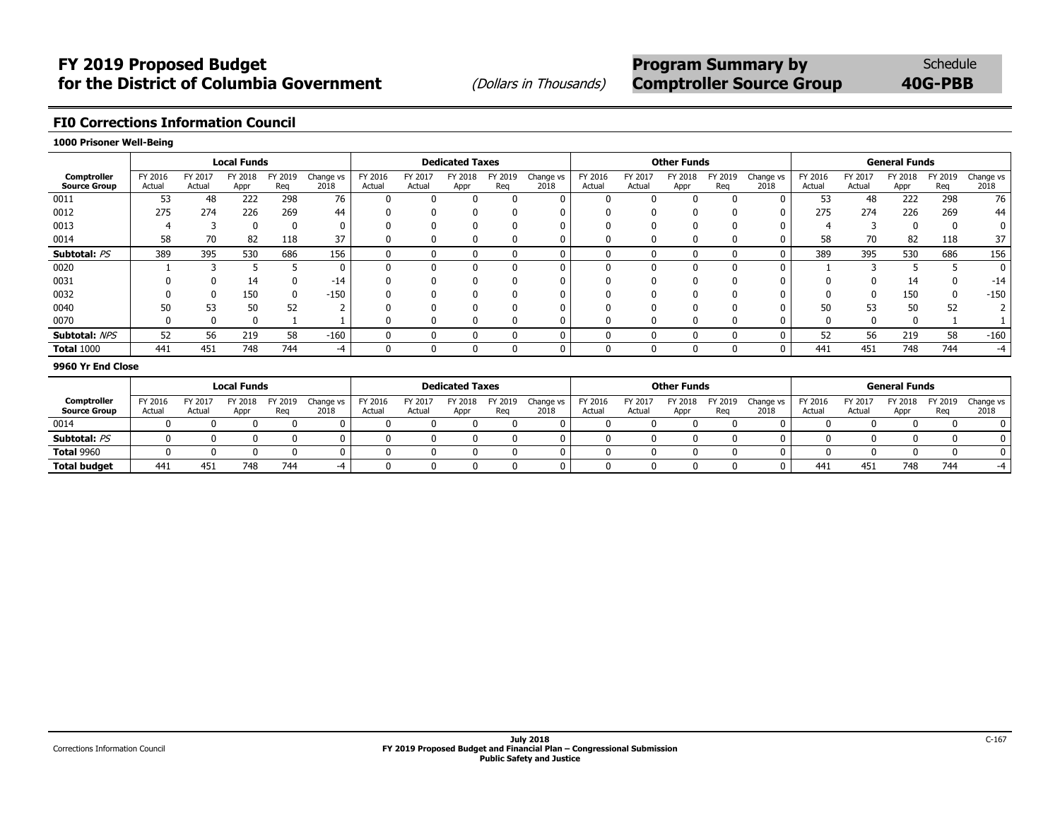# FY 2019 Proposed Budget for the District of Columbia Government

*(Dollars in Thousands)*

## Program Summary by Comptroller Source Group

Schedule **40G-PBB**

### FI0 Corrections Information Council

**1000 Prisoner Well-Being**

| | Local Funds | | | | | Dedicated Taxes | | | | | Other Funds | | | | | General Funds | | | | |
|---|---|---|---|---|---|---|---|---|---|---|---|---|---|---|---|---|---|---|---|---|
| **Comptroller Source Group** | FY 2016 Actual | FY 2017 Actual | FY 2018 Appr | FY 2019 Req | Change vs 2018 | FY 2016 Actual | FY 2017 Actual | FY 2018 Appr | FY 2019 Req | Change vs 2018 | FY 2016 Actual | FY 2017 Actual | FY 2018 Appr | FY 2019 Req | Change vs 2018 | FY 2016 Actual | FY 2017 Actual | FY 2018 Appr | FY 2019 Req | Change vs 2018 |
| 0011 | 53 | 48 | 222 | 298 | 76 | 0 | 0 | 0 | 0 | 0 | 0 | 0 | 0 | 0 | 0 | 53 | 48 | 222 | 298 | 76 |
| 0012 | 275 | 274 | 226 | 269 | 44 | 0 | 0 | 0 | 0 | 0 | 0 | 0 | 0 | 0 | 0 | 275 | 274 | 226 | 269 | 44 |
| 0013 | 4 | 3 | 0 | 0 | 0 | 0 | 0 | 0 | 0 | 0 | 0 | 0 | 0 | 0 | 0 | 4 | 3 | 0 | 0 | 0 |
| 0014 | 58 | 70 | 82 | 118 | 37 | 0 | 0 | 0 | 0 | 0 | 0 | 0 | 0 | 0 | 0 | 58 | 70 | 82 | 118 | 37 |
| **Subtotal:** *PS* | 389 | 395 | 530 | 686 | 156 | 0 | 0 | 0 | 0 | 0 | 0 | 0 | 0 | 0 | 0 | 389 | 395 | 530 | 686 | 156 |
| 0020 | 1 | 3 | 5 | 5 | 0 | 0 | 0 | 0 | 0 | 0 | 0 | 0 | 0 | 0 | 0 | 1 | 3 | 5 | 5 | 0 |
| 0031 | 0 | 0 | 14 | 0 | -14 | 0 | 0 | 0 | 0 | 0 | 0 | 0 | 0 | 0 | 0 | 0 | 0 | 14 | 0 | -14 |
| 0032 | 0 | 0 | 150 | 0 | -150 | 0 | 0 | 0 | 0 | 0 | 0 | 0 | 0 | 0 | 0 | 0 | 0 | 150 | 0 | -150 |
| 0040 | 50 | 53 | 50 | 52 | 2 | 0 | 0 | 0 | 0 | 0 | 0 | 0 | 0 | 0 | 0 | 50 | 53 | 50 | 52 | 2 |
| 0070 | 0 | 0 | 0 | 1 | 1 | 0 | 0 | 0 | 0 | 0 | 0 | 0 | 0 | 0 | 0 | 0 | 0 | 0 | 1 | 1 |
| **Subtotal:** *NPS* | 52 | 56 | 219 | 58 | -160 | 0 | 0 | 0 | 0 | 0 | 0 | 0 | 0 | 0 | 0 | 52 | 56 | 219 | 58 | -160 |
| **Total** 1000 | 441 | 451 | 748 | 744 | -4 | 0 | 0 | 0 | 0 | 0 | 0 | 0 | 0 | 0 | 0 | 441 | 451 | 748 | 744 | -4 |

**9960 Yr End Close**

| | Local Funds | | | | | Dedicated Taxes | | | | | Other Funds | | | | | General Funds | | | | |
|---|---|---|---|---|---|---|---|---|---|---|---|---|---|---|---|---|---|---|---|---|
| **Comptroller Source Group** | FY 2016 Actual | FY 2017 Actual | FY 2018 Appr | FY 2019 Req | Change vs 2018 | FY 2016 Actual | FY 2017 Actual | FY 2018 Appr | FY 2019 Req | Change vs 2018 | FY 2016 Actual | FY 2017 Actual | FY 2018 Appr | FY 2019 Req | Change vs 2018 | FY 2016 Actual | FY 2017 Actual | FY 2018 Appr | FY 2019 Req | Change vs 2018 |
| 0014 | 0 | 0 | 0 | 0 | 0 | 0 | 0 | 0 | 0 | 0 | 0 | 0 | 0 | 0 | 0 | 0 | 0 | 0 | 0 | 0 |
| **Subtotal:** *PS* | 0 | 0 | 0 | 0 | 0 | 0 | 0 | 0 | 0 | 0 | 0 | 0 | 0 | 0 | 0 | 0 | 0 | 0 | 0 | 0 |
| **Total** 9960 | 0 | 0 | 0 | 0 | 0 | 0 | 0 | 0 | 0 | 0 | 0 | 0 | 0 | 0 | 0 | 0 | 0 | 0 | 0 | 0 |
| **Total budget** | 441 | 451 | 748 | 744 | -4 | 0 | 0 | 0 | 0 | 0 | 0 | 0 | 0 | 0 | 0 | 441 | 451 | 748 | 744 | -4 |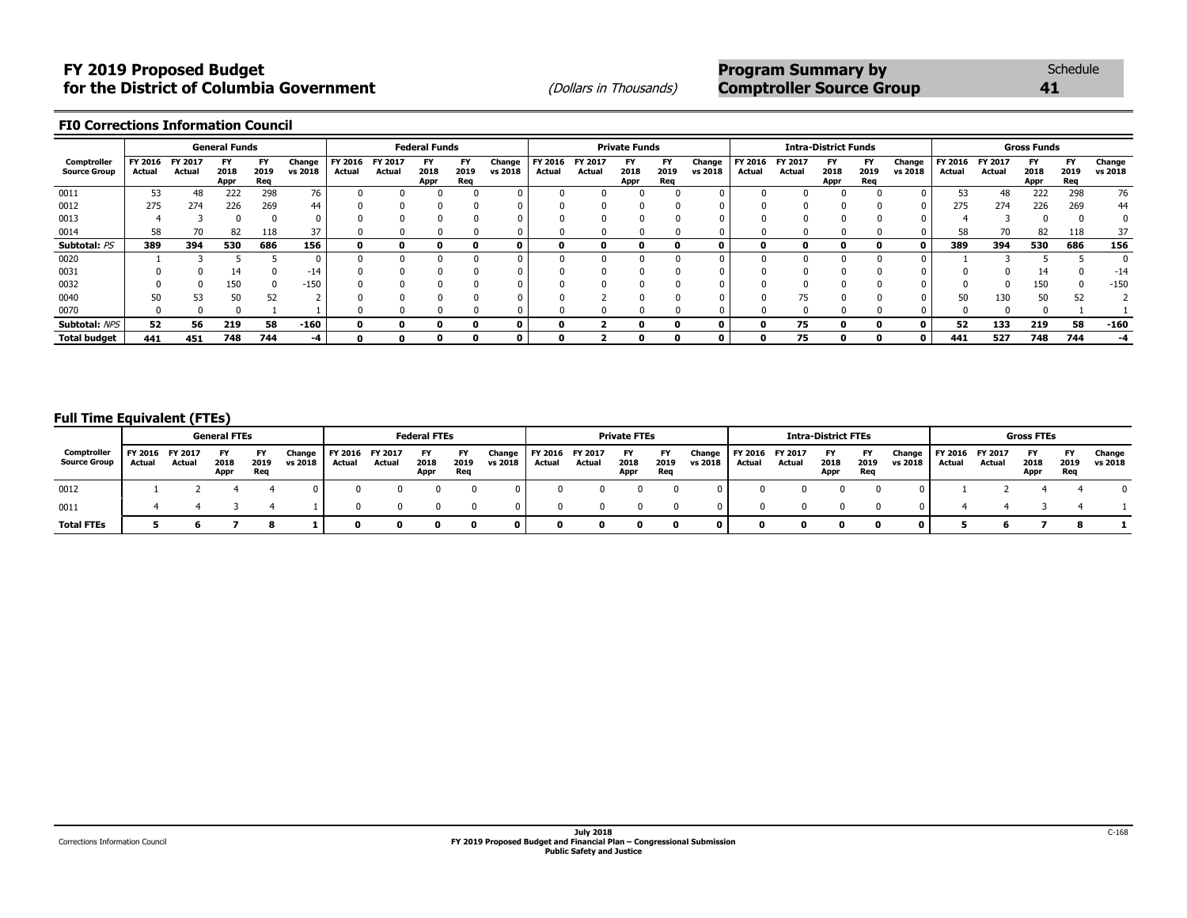# FY 2019 Proposed Budget for the District of Columbia Government

(Dollars in Thousands)

## Program Summary by Comptroller Source Group

Schedule **41**

### FI0 Corrections Information Council

| Comptroller Source Group | General Funds | | | | | Federal Funds | | | | | Private Funds | | | | | Intra-District Funds | | | | | Gross Funds | | | | |
|---|---|---|---|---|---|---|---|---|---|---|---|---|---|---|---|---|---|---|---|---|---|---|---|---|---|
| | FY 2016 Actual | FY 2017 Actual | FY 2018 Appr | FY 2019 Req | Change vs 2018 | FY 2016 Actual | FY 2017 Actual | FY 2018 Appr | FY 2019 Req | Change vs 2018 | FY 2016 Actual | FY 2017 Actual | FY 2018 Appr | FY 2019 Req | Change vs 2018 | FY 2016 Actual | FY 2017 Actual | FY 2018 Appr | FY 2019 Req | Change vs 2018 | FY 2016 Actual | FY 2017 Actual | FY 2018 Appr | FY 2019 Req | Change vs 2018 |
| 0011 | 53 | 48 | 222 | 298 | 76 | 0 | 0 | 0 | 0 | 0 | 0 | 0 | 0 | 0 | 0 | 0 | 0 | 0 | 0 | 0 | 53 | 48 | 222 | 298 | 76 |
| 0012 | 275 | 274 | 226 | 269 | 44 | 0 | 0 | 0 | 0 | 0 | 0 | 0 | 0 | 0 | 0 | 0 | 0 | 0 | 0 | 0 | 275 | 274 | 226 | 269 | 44 |
| 0013 | 4 | 3 | 0 | 0 | 0 | 0 | 0 | 0 | 0 | 0 | 0 | 0 | 0 | 0 | 0 | 0 | 0 | 0 | 0 | 0 | 4 | 3 | 0 | 0 | 0 |
| 0014 | 58 | 70 | 82 | 118 | 37 | 0 | 0 | 0 | 0 | 0 | 0 | 0 | 0 | 0 | 0 | 0 | 0 | 0 | 0 | 0 | 58 | 70 | 82 | 118 | 37 |
| **Subtotal:** *PS* | **389** | **394** | **530** | **686** | **156** | **0** | **0** | **0** | **0** | **0** | **0** | **0** | **0** | **0** | **0** | **0** | **0** | **0** | **0** | **0** | **389** | **394** | **530** | **686** | **156** |
| 0020 | 1 | 3 | 5 | 5 | 0 | 0 | 0 | 0 | 0 | 0 | 0 | 0 | 0 | 0 | 0 | 0 | 0 | 0 | 0 | 0 | 1 | 3 | 5 | 5 | 0 |
| 0031 | 0 | 0 | 14 | 0 | -14 | 0 | 0 | 0 | 0 | 0 | 0 | 0 | 0 | 0 | 0 | 0 | 0 | 0 | 0 | 0 | 0 | 0 | 14 | 0 | -14 |
| 0032 | 0 | 0 | 150 | 0 | -150 | 0 | 0 | 0 | 0 | 0 | 0 | 0 | 0 | 0 | 0 | 0 | 0 | 0 | 0 | 0 | 0 | 0 | 150 | 0 | -150 |
| 0040 | 50 | 53 | 50 | 52 | 2 | 0 | 0 | 0 | 0 | 0 | 0 | 2 | 0 | 0 | 0 | 0 | 75 | 0 | 0 | 0 | 50 | 130 | 50 | 52 | 2 |
| 0070 | 0 | 0 | 0 | 1 | 1 | 0 | 0 | 0 | 0 | 0 | 0 | 0 | 0 | 0 | 0 | 0 | 0 | 0 | 0 | 0 | 0 | 0 | 0 | 1 | 1 |
| **Subtotal:** *NPS* | **52** | **56** | **219** | **58** | **-160** | **0** | **0** | **0** | **0** | **0** | **0** | **2** | **0** | **0** | **0** | **0** | **75** | **0** | **0** | **0** | **52** | **133** | **219** | **58** | **-160** |
| **Total budget** | **441** | **451** | **748** | **744** | **-4** | **0** | **0** | **0** | **0** | **0** | **0** | **2** | **0** | **0** | **0** | **0** | **75** | **0** | **0** | **0** | **441** | **527** | **748** | **744** | **-4** |

### Full Time Equivalent (FTEs)

| Comptroller Source Group | General FTEs | | | | | Federal FTEs | | | | | Private FTEs | | | | | Intra-District FTEs | | | | | Gross FTEs | | | | |
|---|---|---|---|---|---|---|---|---|---|---|---|---|---|---|---|---|---|---|---|---|---|---|---|---|---|
| | FY 2016 Actual | FY 2017 Actual | FY 2018 Appr | FY 2019 Req | Change vs 2018 | FY 2016 Actual | FY 2017 Actual | FY 2018 Appr | FY 2019 Req | Change vs 2018 | FY 2016 Actual | FY 2017 Actual | FY 2018 Appr | FY 2019 Req | Change vs 2018 | FY 2016 Actual | FY 2017 Actual | FY 2018 Appr | FY 2019 Req | Change vs 2018 | FY 2016 Actual | FY 2017 Actual | FY 2018 Appr | FY 2019 Req | Change vs 2018 |
| 0012 | 1 | 2 | 4 | 4 | 0 | 0 | 0 | 0 | 0 | 0 | 0 | 0 | 0 | 0 | 0 | 0 | 0 | 0 | 0 | 0 | 1 | 2 | 4 | 4 | 0 |
| 0011 | 4 | 4 | 3 | 4 | 1 | 0 | 0 | 0 | 0 | 0 | 0 | 0 | 0 | 0 | 0 | 0 | 0 | 0 | 0 | 0 | 4 | 4 | 3 | 4 | 1 |
| **Total FTEs** | **5** | **6** | **7** | **8** | **1** | **0** | **0** | **0** | **0** | **0** | **0** | **0** | **0** | **0** | **0** | **0** | **0** | **0** | **0** | **0** | **5** | **6** | **7** | **8** | **1** |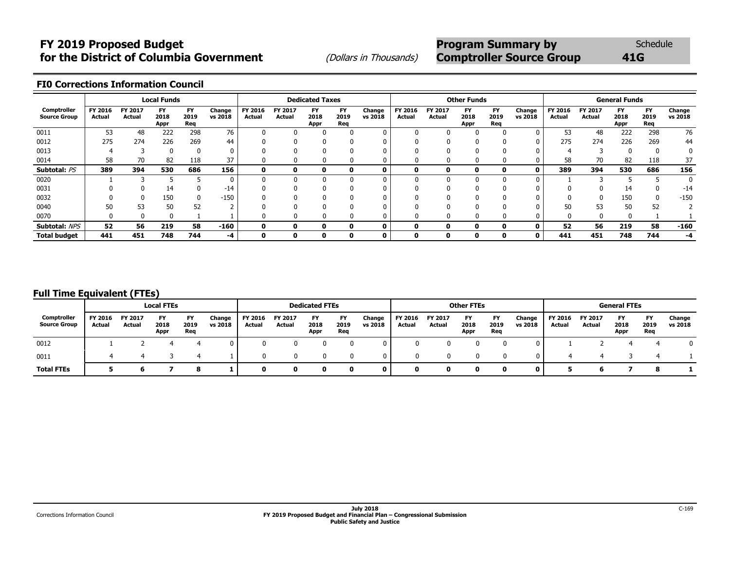# FY 2019 Proposed Budget for the District of Columbia Government

*(Dollars in Thousands)*

## Program Summary by Comptroller Source Group

Schedule **41G**

### FI0 Corrections Information Council

| Comptroller Source Group | Local Funds | | | | | Dedicated Taxes | | | | | Other Funds | | | | | General Funds | | | | |
|---|---|---|---|---|---|---|---|---|---|---|---|---|---|---|---|---|---|---|---|---|
| | FY 2016 Actual | FY 2017 Actual | FY 2018 Appr | FY 2019 Req | Change vs 2018 | FY 2016 Actual | FY 2017 Actual | FY 2018 Appr | FY 2019 Req | Change vs 2018 | FY 2016 Actual | FY 2017 Actual | FY 2018 Appr | FY 2019 Req | Change vs 2018 | FY 2016 Actual | FY 2017 Actual | FY 2018 Appr | FY 2019 Req | Change vs 2018 |
| 0011 | 53 | 48 | 222 | 298 | 76 | 0 | 0 | 0 | 0 | 0 | 0 | 0 | 0 | 0 | 0 | 53 | 48 | 222 | 298 | 76 |
| 0012 | 275 | 274 | 226 | 269 | 44 | 0 | 0 | 0 | 0 | 0 | 0 | 0 | 0 | 0 | 0 | 275 | 274 | 226 | 269 | 44 |
| 0013 | 4 | 3 | 0 | 0 | 0 | 0 | 0 | 0 | 0 | 0 | 0 | 0 | 0 | 0 | 0 | 4 | 3 | 0 | 0 | 0 |
| 0014 | 58 | 70 | 82 | 118 | 37 | 0 | 0 | 0 | 0 | 0 | 0 | 0 | 0 | 0 | 0 | 58 | 70 | 82 | 118 | 37 |
| **Subtotal:** *PS* | **389** | **394** | **530** | **686** | **156** | **0** | **0** | **0** | **0** | **0** | **0** | **0** | **0** | **0** | **0** | **389** | **394** | **530** | **686** | **156** |
| 0020 | 1 | 3 | 5 | 5 | 0 | 0 | 0 | 0 | 0 | 0 | 0 | 0 | 0 | 0 | 0 | 1 | 3 | 5 | 5 | 0 |
| 0031 | 0 | 0 | 14 | 0 | -14 | 0 | 0 | 0 | 0 | 0 | 0 | 0 | 0 | 0 | 0 | 0 | 0 | 14 | 0 | -14 |
| 0032 | 0 | 0 | 150 | 0 | -150 | 0 | 0 | 0 | 0 | 0 | 0 | 0 | 0 | 0 | 0 | 0 | 0 | 150 | 0 | -150 |
| 0040 | 50 | 53 | 50 | 52 | 2 | 0 | 0 | 0 | 0 | 0 | 0 | 0 | 0 | 0 | 0 | 50 | 53 | 50 | 52 | 2 |
| 0070 | 0 | 0 | 0 | 1 | 1 | 0 | 0 | 0 | 0 | 0 | 0 | 0 | 0 | 0 | 0 | 0 | 0 | 0 | 1 | 1 |
| **Subtotal:** *NPS* | **52** | **56** | **219** | **58** | **-160** | **0** | **0** | **0** | **0** | **0** | **0** | **0** | **0** | **0** | **0** | **52** | **56** | **219** | **58** | **-160** |
| **Total budget** | **441** | **451** | **748** | **744** | **-4** | **0** | **0** | **0** | **0** | **0** | **0** | **0** | **0** | **0** | **0** | **441** | **451** | **748** | **744** | **-4** |

### Full Time Equivalent (FTEs)

| Comptroller Source Group | Local FTEs | | | | | Dedicated FTEs | | | | | Other FTEs | | | | | General FTEs | | | | |
|---|---|---|---|---|---|---|---|---|---|---|---|---|---|---|---|---|---|---|---|---|
| | FY 2016 Actual | FY 2017 Actual | FY 2018 Appr | FY 2019 Req | Change vs 2018 | FY 2016 Actual | FY 2017 Actual | FY 2018 Appr | FY 2019 Req | Change vs 2018 | FY 2016 Actual | FY 2017 Actual | FY 2018 Appr | FY 2019 Req | Change vs 2018 | FY 2016 Actual | FY 2017 Actual | FY 2018 Appr | FY 2019 Req | Change vs 2018 |
| 0012 | 1 | 2 | 4 | 4 | 0 | 0 | 0 | 0 | 0 | 0 | 0 | 0 | 0 | 0 | 0 | 1 | 2 | 4 | 4 | 0 |
| 0011 | 4 | 4 | 3 | 4 | 1 | 0 | 0 | 0 | 0 | 0 | 0 | 0 | 0 | 0 | 0 | 4 | 4 | 3 | 4 | 1 |
| **Total FTEs** | **5** | **6** | **7** | **8** | **1** | **0** | **0** | **0** | **0** | **0** | **0** | **0** | **0** | **0** | **0** | **5** | **6** | **7** | **8** | **1** |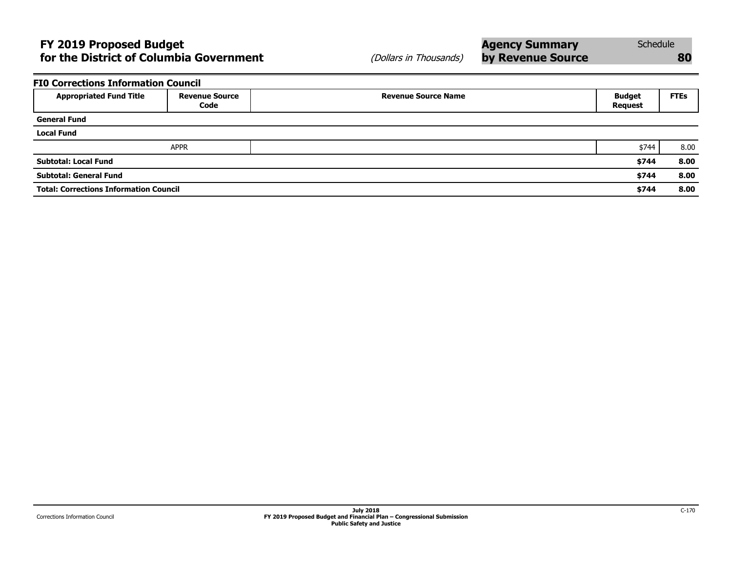# FY 2019 Proposed Budget for the District of Columbia Government

*(Dollars in Thousands)*

**Agency Summary by Revenue Source** Schedule **80**

## FI0 Corrections Information Council

| Appropriated Fund Title | Revenue Source Code | Revenue Source Name | Budget Request | FTEs |
|---|---|---|---|---|
| **General Fund** | | | | |
| **Local Fund** | | | | |
| | APPR | | $744 | 8.00 |
| **Subtotal: Local Fund** | | | **$744** | **8.00** |
| **Subtotal: General Fund** | | | **$744** | **8.00** |
| **Total: Corrections Information Council** | | | **$744** | **8.00** |